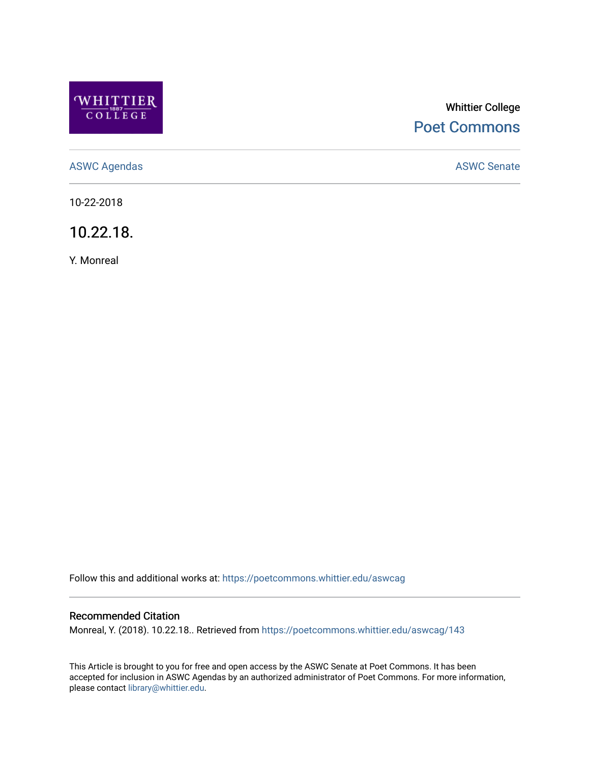Whittier College

Poet Commons

ASWC Agendas

ASWC Senate

10-22-2018

# 10.22.18.

Y. Monreal

Follow this and additional works at: https://poetcommons.whittier.edu/aswcag

## Recommended Citation

Monreal, Y. (2018). 10.22.18.. Retrieved from https://poetcommons.whittier.edu/aswcag/143

This Article is brought to you for free and open access by the ASWC Senate at Poet Commons. It has been accepted for inclusion in ASWC Agendas by an authorized administrator of Poet Commons. For more information, please contact library@whittier.edu.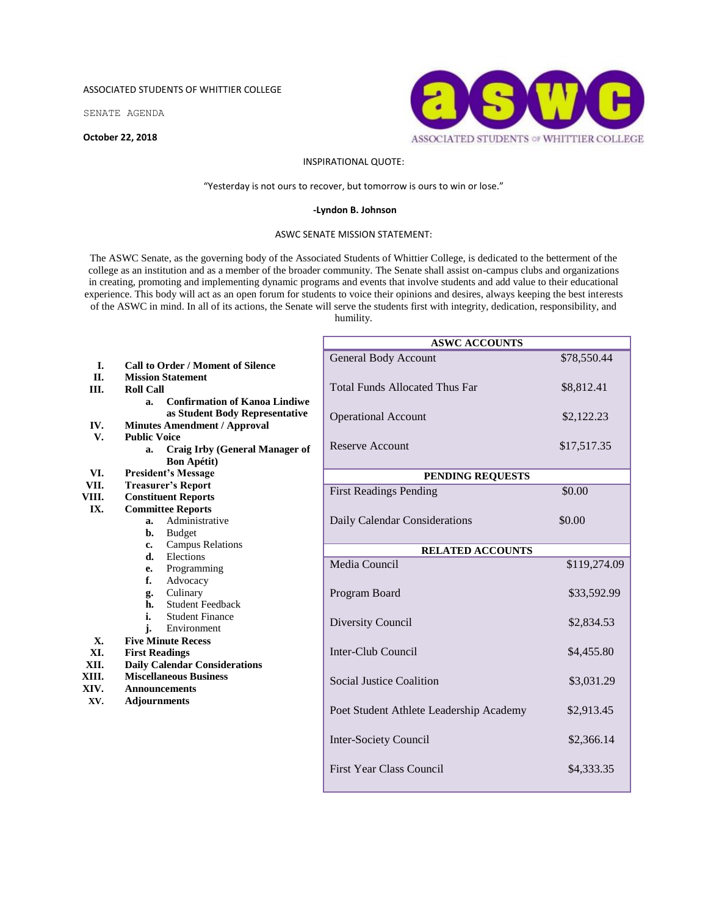ASSOCIATED STUDENTS OF WHITTIER COLLEGE

SENATE AGENDA

**October 22, 2018**

ASSOCIATED STUDENTS OF WHITTIER COLLEGE

INSPIRATIONAL QUOTE:

"Yesterday is not ours to recover, but tomorrow is ours to win or lose."

**-Lyndon B. Johnson**

ASWC SENATE MISSION STATEMENT:

The ASWC Senate, as the governing body of the Associated Students of Whittier College, is dedicated to the betterment of the college as an institution and as a member of the broader community. The Senate shall assist on-campus clubs and organizations in creating, promoting and implementing dynamic programs and events that involve students and add value to their educational experience. This body will act as an open forum for students to voice their opinions and desires, always keeping the best interests of the ASWC in mind. In all of its actions, the Senate will serve the students first with integrity, dedication, responsibility, and humility.

- **I. Call to Order / Moment of Silence**
- **II. Mission Statement**
- **III. Roll Call**
  - **a. Confirmation of Kanoa Lindiwe as Student Body Representative**
- **IV. Minutes Amendment / Approval**
- **V. Public Voice**
  - **a. Craig Irby (General Manager of Bon Apétit)**
- **VI. President's Message**
- **VII. Treasurer's Report**
- **VIII. Constituent Reports**
- **IX. Committee Reports**
  - **a.** Administrative
  - **b.** Budget
  - **c.** Campus Relations
  - **d.** Elections
  - **e.** Programming
  - **f.** Advocacy
  - **g.** Culinary
  - **h.** Student Feedback
  - **i.** Student Finance
  - **j.** Environment
- **X. Five Minute Recess**
- **XI. First Readings**
- **XII. Daily Calendar Considerations**
- **XIII. Miscellaneous Business**
- **XIV. Announcements**
- **XV. Adjournments**

| ASWC ACCOUNTS | |
|---|---|
| General Body Account | $78,550.44 |
| Total Funds Allocated Thus Far | $8,812.41 |
| Operational Account | $2,122.23 |
| Reserve Account | $17,517.35 |
| **PENDING REQUESTS** | |
| First Readings Pending | $0.00 |
| Daily Calendar Considerations | $0.00 |
| **RELATED ACCOUNTS** | |
| Media Council | $119,274.09 |
| Program Board | $33,592.99 |
| Diversity Council | $2,834.53 |
| Inter-Club Council | $4,455.80 |
| Social Justice Coalition | $3,031.29 |
| Poet Student Athlete Leadership Academy | $2,913.45 |
| Inter-Society Council | $2,366.14 |
| First Year Class Council | $4,333.35 |